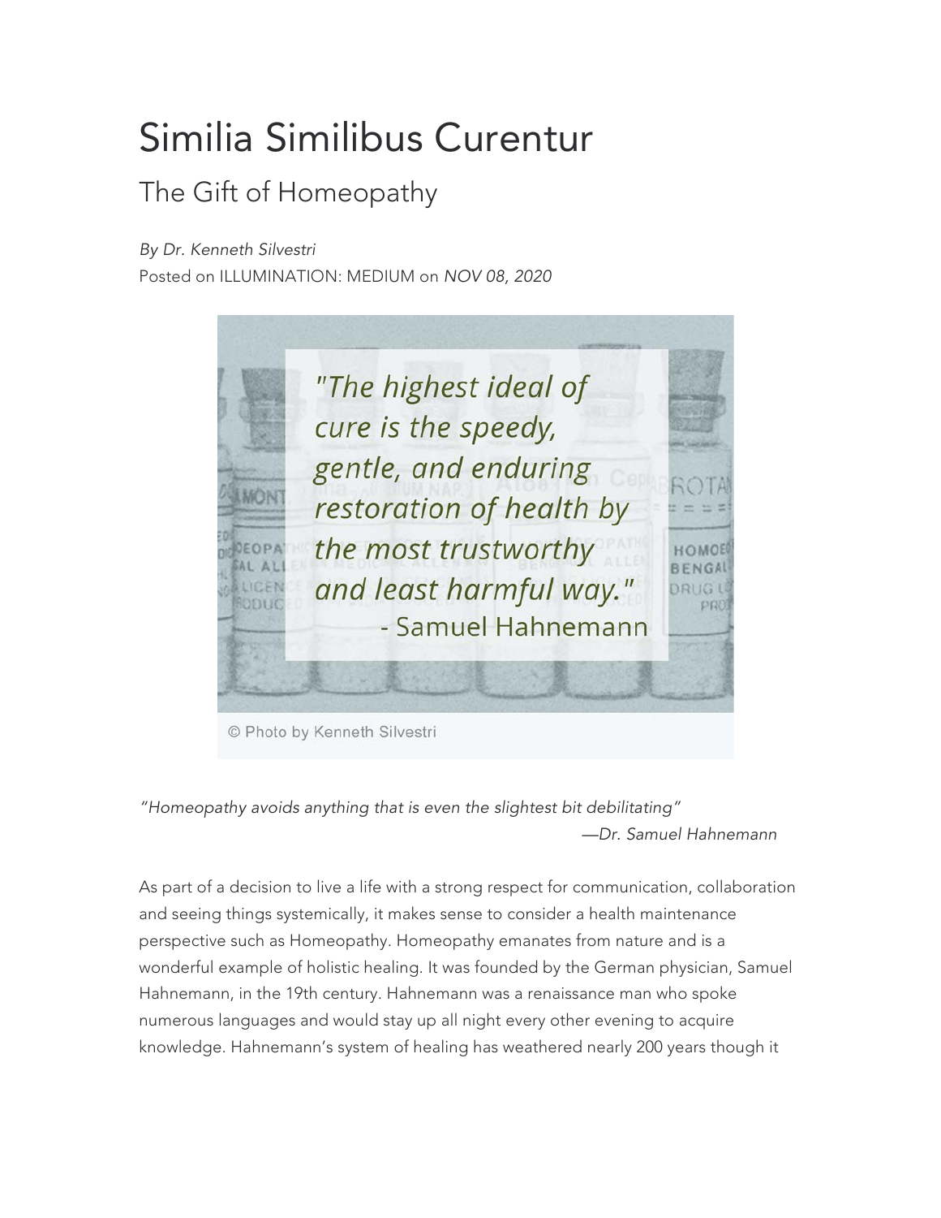# Similia Similibus Curentur

## The Gift of Homeopathy

*By Dr. Kenneth Silvestri*
Posted on ILLUMINATION: MEDIUM on *NOV 08, 2020*

*"The highest ideal of cure is the speedy, gentle, and enduring restoration of health by the most trustworthy and least harmful way."*
- Samuel Hahnemann

© Photo by Kenneth Silvestri

*"Homeopathy avoids anything that is even the slightest bit debilitating"*
*—Dr. Samuel Hahnemann*

As part of a decision to live a life with a strong respect for communication, collaboration and seeing things systemically, it makes sense to consider a health maintenance perspective such as Homeopathy. Homeopathy emanates from nature and is a wonderful example of holistic healing. It was founded by the German physician, Samuel Hahnemann, in the 19th century. Hahnemann was a renaissance man who spoke numerous languages and would stay up all night every other evening to acquire knowledge. Hahnemann's system of healing has weathered nearly 200 years though it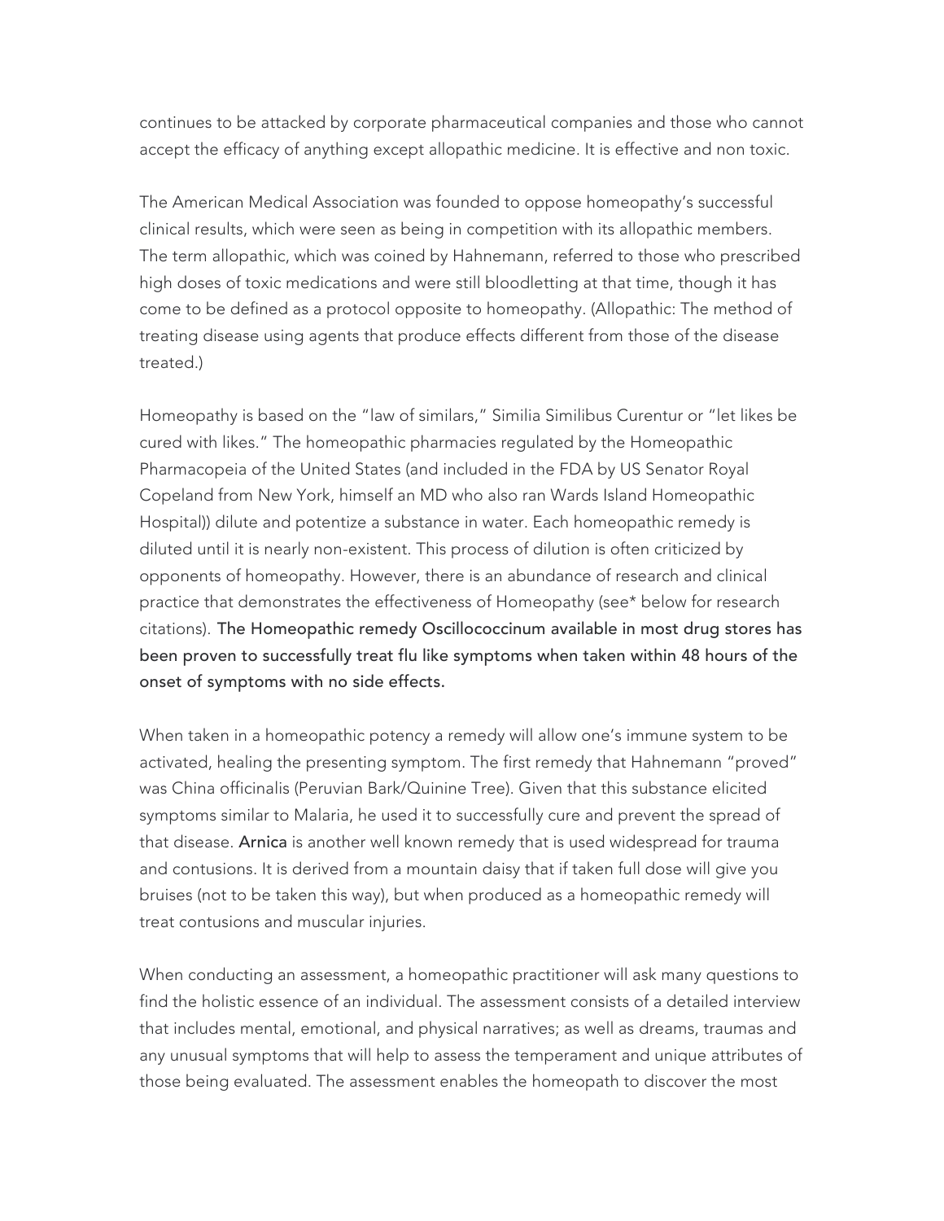continues to be attacked by corporate pharmaceutical companies and those who cannot accept the efficacy of anything except allopathic medicine. It is effective and non toxic.

The American Medical Association was founded to oppose homeopathy's successful clinical results, which were seen as being in competition with its allopathic members. The term allopathic, which was coined by Hahnemann, referred to those who prescribed high doses of toxic medications and were still bloodletting at that time, though it has come to be defined as a protocol opposite to homeopathy. (Allopathic: The method of treating disease using agents that produce effects different from those of the disease treated.)

Homeopathy is based on the "law of similars," Similia Similibus Curentur or "let likes be cured with likes." The homeopathic pharmacies regulated by the Homeopathic Pharmacopeia of the United States (and included in the FDA by US Senator Royal Copeland from New York, himself an MD who also ran Wards Island Homeopathic Hospital)) dilute and potentize a substance in water. Each homeopathic remedy is diluted until it is nearly non-existent. This process of dilution is often criticized by opponents of homeopathy. However, there is an abundance of research and clinical practice that demonstrates the effectiveness of Homeopathy (see* below for research citations). **The Homeopathic remedy Oscillococcinum available in most drug stores has been proven to successfully treat flu like symptoms when taken within 48 hours of the onset of symptoms with no side effects.**

When taken in a homeopathic potency a remedy will allow one's immune system to be activated, healing the presenting symptom. The first remedy that Hahnemann "proved" was China officinalis (Peruvian Bark/Quinine Tree). Given that this substance elicited symptoms similar to Malaria, he used it to successfully cure and prevent the spread of that disease. **Arnica** is another well known remedy that is used widespread for trauma and contusions. It is derived from a mountain daisy that if taken full dose will give you bruises (not to be taken this way), but when produced as a homeopathic remedy will treat contusions and muscular injuries.

When conducting an assessment, a homeopathic practitioner will ask many questions to find the holistic essence of an individual. The assessment consists of a detailed interview that includes mental, emotional, and physical narratives; as well as dreams, traumas and any unusual symptoms that will help to assess the temperament and unique attributes of those being evaluated. The assessment enables the homeopath to discover the most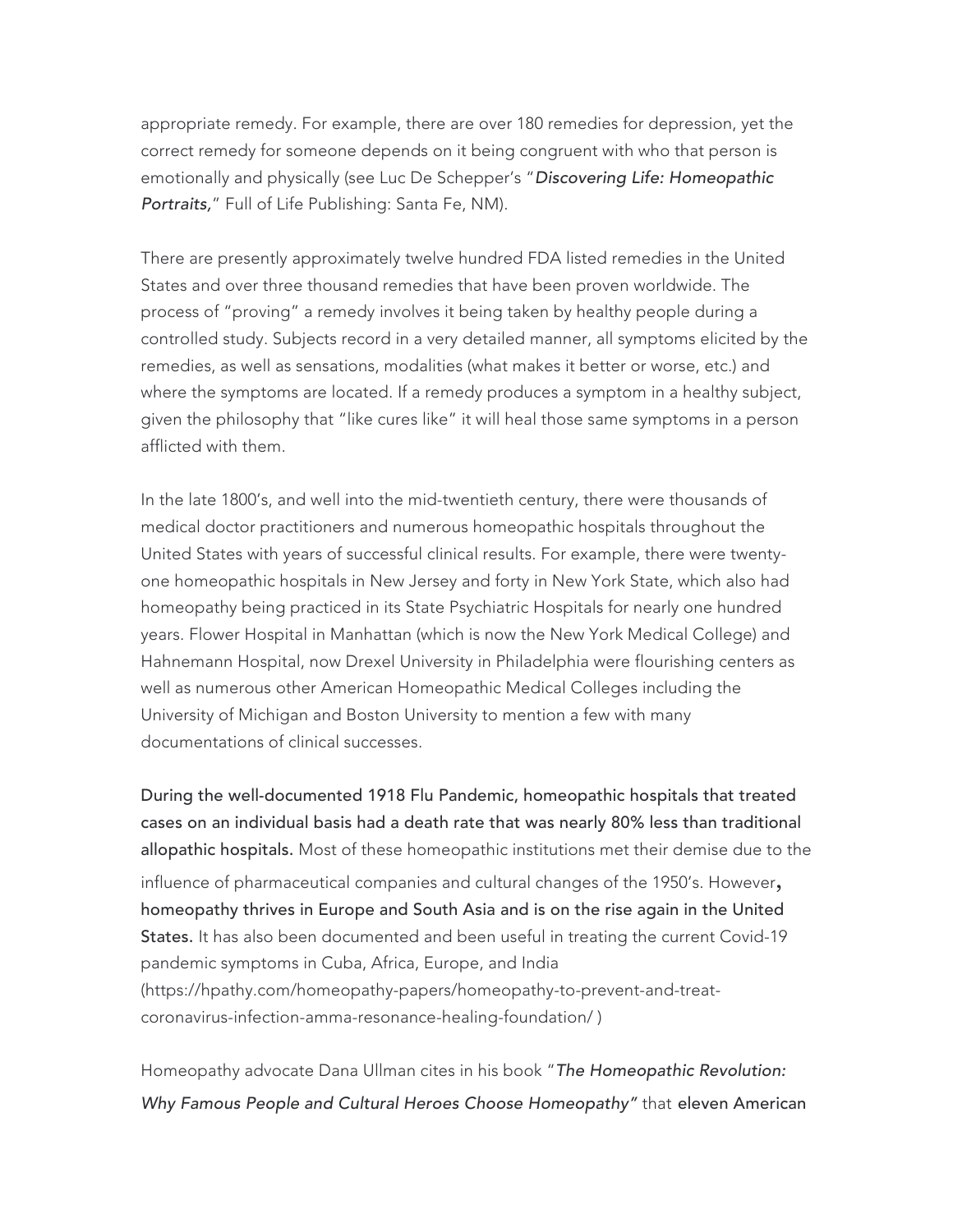appropriate remedy. For example, there are over 180 remedies for depression, yet the correct remedy for someone depends on it being congruent with who that person is emotionally and physically (see Luc De Schepper's "*Discovering Life: Homeopathic Portraits,*" Full of Life Publishing: Santa Fe, NM).

There are presently approximately twelve hundred FDA listed remedies in the United States and over three thousand remedies that have been proven worldwide. The process of "proving" a remedy involves it being taken by healthy people during a controlled study. Subjects record in a very detailed manner, all symptoms elicited by the remedies, as well as sensations, modalities (what makes it better or worse, etc.) and where the symptoms are located. If a remedy produces a symptom in a healthy subject, given the philosophy that "like cures like" it will heal those same symptoms in a person afflicted with them.

In the late 1800's, and well into the mid-twentieth century, there were thousands of medical doctor practitioners and numerous homeopathic hospitals throughout the United States with years of successful clinical results. For example, there were twenty-one homeopathic hospitals in New Jersey and forty in New York State, which also had homeopathy being practiced in its State Psychiatric Hospitals for nearly one hundred years. Flower Hospital in Manhattan (which is now the New York Medical College) and Hahnemann Hospital, now Drexel University in Philadelphia were flourishing centers as well as numerous other American Homeopathic Medical Colleges including the University of Michigan and Boston University to mention a few with many documentations of clinical successes.

**During the well-documented 1918 Flu Pandemic, homeopathic hospitals that treated cases on an individual basis had a death rate that was nearly 80% less than traditional allopathic hospitals.** Most of these homeopathic institutions met their demise due to the influence of pharmaceutical companies and cultural changes of the 1950's. However**, homeopathy thrives in Europe and South Asia and is on the rise again in the United States.** It has also been documented and been useful in treating the current Covid-19 pandemic symptoms in Cuba, Africa, Europe, and India (https://hpathy.com/homeopathy-papers/homeopathy-to-prevent-and-treat-coronavirus-infection-amma-resonance-healing-foundation/ )

Homeopathy advocate Dana Ullman cites in his book "*The Homeopathic Revolution: Why Famous People and Cultural Heroes Choose Homeopathy"* that **eleven American**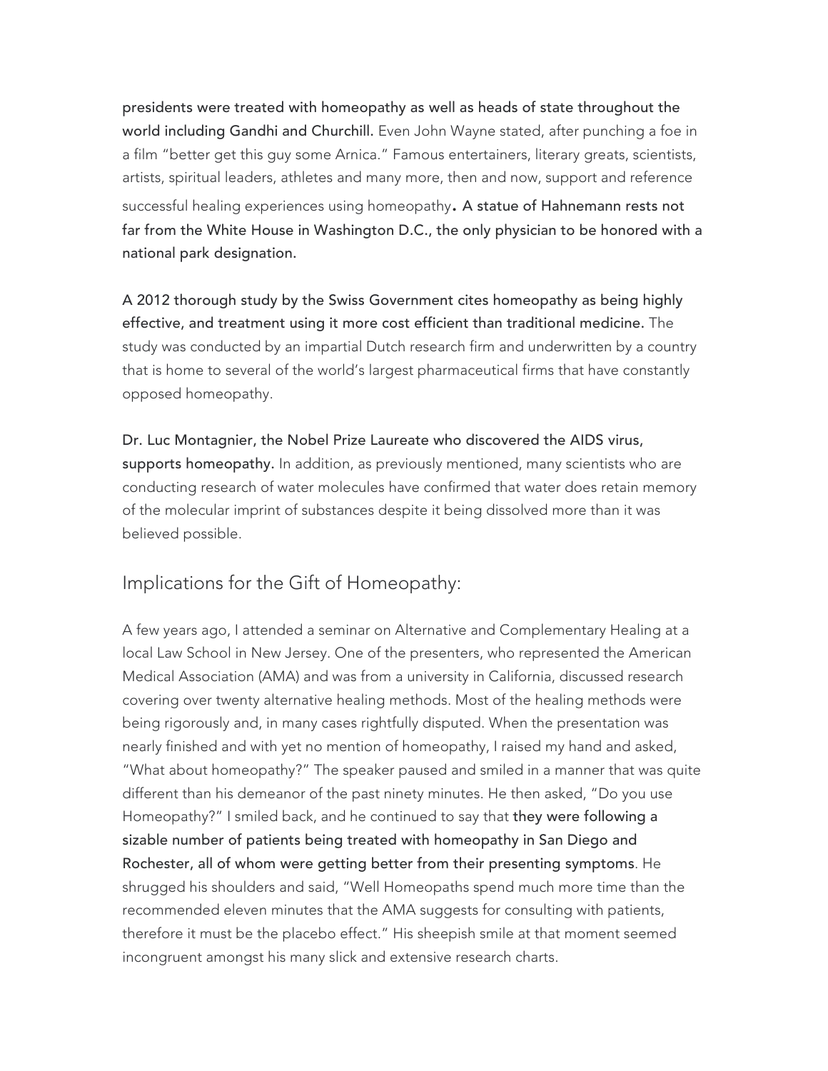**presidents were treated with homeopathy as well as heads of state throughout the world including Gandhi and Churchill.** Even John Wayne stated, after punching a foe in a film "better get this guy some Arnica." Famous entertainers, literary greats, scientists, artists, spiritual leaders, athletes and many more, then and now, support and reference successful healing experiences using homeopathy**. A statue of Hahnemann rests not far from the White House in Washington D.C., the only physician to be honored with a national park designation.**

**A 2012 thorough study by the Swiss Government cites homeopathy as being highly effective, and treatment using it more cost efficient than traditional medicine.** The study was conducted by an impartial Dutch research firm and underwritten by a country that is home to several of the world's largest pharmaceutical firms that have constantly opposed homeopathy.

**Dr. Luc Montagnier, the Nobel Prize Laureate who discovered the AIDS virus, supports homeopathy.** In addition, as previously mentioned, many scientists who are conducting research of water molecules have confirmed that water does retain memory of the molecular imprint of substances despite it being dissolved more than it was believed possible.

## Implications for the Gift of Homeopathy:

A few years ago, I attended a seminar on Alternative and Complementary Healing at a local Law School in New Jersey. One of the presenters, who represented the American Medical Association (AMA) and was from a university in California, discussed research covering over twenty alternative healing methods. Most of the healing methods were being rigorously and, in many cases rightfully disputed. When the presentation was nearly finished and with yet no mention of homeopathy, I raised my hand and asked, "What about homeopathy?" The speaker paused and smiled in a manner that was quite different than his demeanor of the past ninety minutes. He then asked, "Do you use Homeopathy?" I smiled back, and he continued to say that **they were following a sizable number of patients being treated with homeopathy in San Diego and Rochester, all of whom were getting better from their presenting symptoms**. He shrugged his shoulders and said, "Well Homeopaths spend much more time than the recommended eleven minutes that the AMA suggests for consulting with patients, therefore it must be the placebo effect." His sheepish smile at that moment seemed incongruent amongst his many slick and extensive research charts.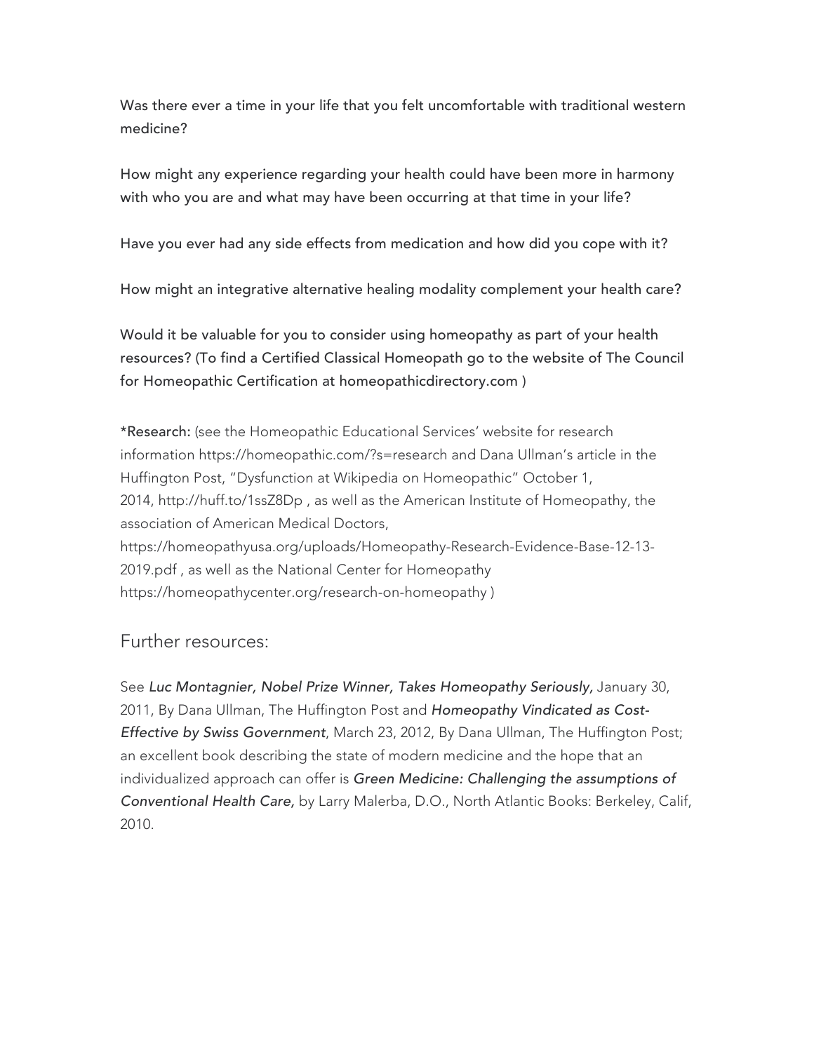Was there ever a time in your life that you felt uncomfortable with traditional western medicine?

How might any experience regarding your health could have been more in harmony with who you are and what may have been occurring at that time in your life?

Have you ever had any side effects from medication and how did you cope with it?

How might an integrative alternative healing modality complement your health care?

Would it be valuable for you to consider using homeopathy as part of your health resources? (To find a Certified Classical Homeopath go to the website of The Council for Homeopathic Certification at homeopathicdirectory.com )

***Research:** (see the Homeopathic Educational Services' website for research information https://homeopathic.com/?s=research and Dana Ullman's article in the Huffington Post, "Dysfunction at Wikipedia on Homeopathic" October 1, 2014, http://huff.to/1ssZ8Dp , as well as the American Institute of Homeopathy, the association of American Medical Doctors, https://homeopathyusa.org/uploads/Homeopathy-Research-Evidence-Base-12-13-2019.pdf , as well as the National Center for Homeopathy https://homeopathycenter.org/research-on-homeopathy )

## Further resources:

See *Luc Montagnier, Nobel Prize Winner, Takes Homeopathy Seriously,* January 30, 2011, By Dana Ullman, The Huffington Post and *Homeopathy Vindicated as Cost-Effective by Swiss Government*, March 23, 2012, By Dana Ullman, The Huffington Post; an excellent book describing the state of modern medicine and the hope that an individualized approach can offer is *Green Medicine: Challenging the assumptions of Conventional Health Care,* by Larry Malerba, D.O., North Atlantic Books: Berkeley, Calif, 2010.